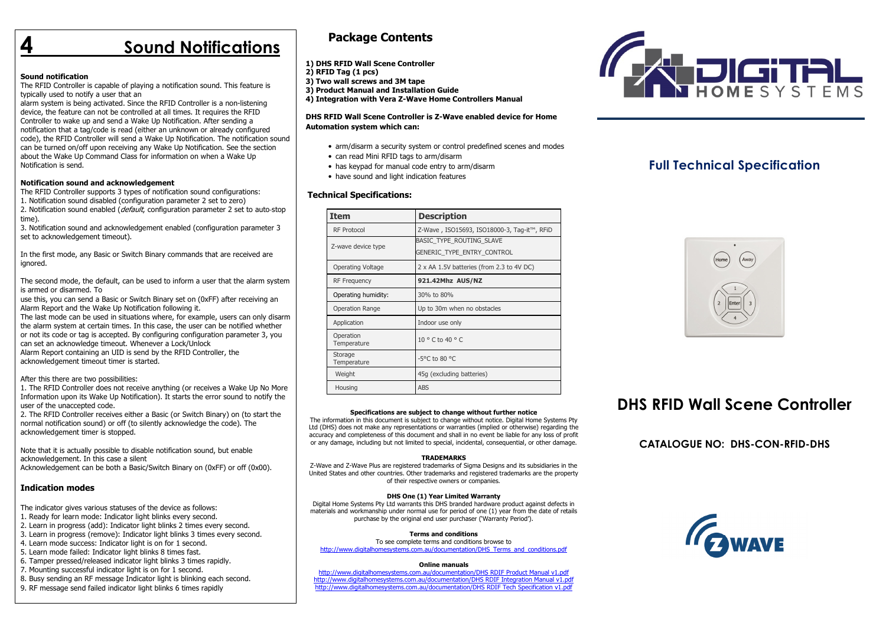# 4 Sound Notifications

**Sound notification**

The RFID Controller is capable of playing a notification sound. This feature is typically used to notify a user that an alarm system is being activated. Since the RFID Controller is a non-listening device, the feature can not be controlled at all times. It requires the RFID Controller to wake up and send a Wake Up Notification. After sending a notification that a tag/code is read (either an unknown or already configured code), the RFID Controller will send a Wake Up Notification. The notification sound can be turned on/off upon receiving any Wake Up Notification. See the section about the Wake Up Command Class for information on when a Wake Up Notification is send.

**Notification sound and acknowledgement**

The RFID Controller supports 3 types of notification sound configurations:
1. Notification sound disabled (configuration parameter 2 set to zero)
2. Notification sound enabled (*default*, configuration parameter 2 set to auto-stop time).
3. Notification sound and acknowledgement enabled (configuration parameter 3 set to acknowledgement timeout).

In the first mode, any Basic or Switch Binary commands that are received are ignored.

The second mode, the default, can be used to inform a user that the alarm system is armed or disarmed. To use this, you can send a Basic or Switch Binary set on (0xFF) after receiving an Alarm Report and the Wake Up Notification following it.
The last mode can be used in situations where, for example, users can only disarm the alarm system at certain times. In this case, the user can be notified whether or not its code or tag is accepted. By configuring configuration parameter 3, you can set an acknowledge timeout. Whenever a Lock/Unlock Alarm Report containing an UID is send by the RFID Controller, the acknowledgement timeout timer is started.

After this there are two possibilities:
1. The RFID Controller does not receive anything (or receives a Wake Up No More Information upon its Wake Up Notification). It starts the error sound to notify the user of the unaccepted code.
2. The RFID Controller receives either a Basic (or Switch Binary) on (to start the normal notification sound) or off (to silently acknowledge the code). The acknowledgement timer is stopped.

Note that it is actually possible to disable notification sound, but enable acknowledgement. In this case a silent Acknowledgement can be both a Basic/Switch Binary on (0xFF) or off (0x00).

### Indication modes

The indicator gives various statuses of the device as follows:
1. Ready for learn mode: Indicator light blinks every second.
2. Learn in progress (add): Indicator light blinks 2 times every second.
3. Learn in progress (remove): Indicator light blinks 3 times every second.
4. Learn mode success: Indicator light is on for 1 second.
5. Learn mode failed: Indicator light blinks 8 times fast.
6. Tamper pressed/released indicator light blinks 3 times rapidly.
7. Mounting successful indicator light is on for 1 second.
8. Busy sending an RF message Indicator light is blinking each second.
9. RF message send failed indicator light blinks 6 times rapidly

## Package Contents

**1) DHS RFID Wall Scene Controller**
**2) RFID Tag (1 pcs)**
**3) Two wall screws and 3M tape**
**3) Product Manual and Installation Guide**
**4) Integration with Vera Z-Wave Home Controllers Manual**

**DHS RFID Wall Scene Controller is Z-Wave enabled device for Home Automation system which can:**

- arm/disarm a security system or control predefined scenes and modes
- can read Mini RFID tags to arm/disarm
- has keypad for manual code entry to arm/disarm
- have sound and light indication features

### Technical Specifications:

| Item | Description |
|---|---|
| RF Protocol | Z-Wave , ISO15693, ISO18000-3, Tag-it™, RFID |
| Z-wave device type | BASIC_TYPE_ROUTING_SLAVE GENERIC_TYPE_ENTRY_CONTROL |
| Operating Voltage | 2 x AA 1.5V batteries (from 2.3 to 4V DC) |
| RF Frequency | **921.42Mhz AUS/NZ** |
| Operating humidity: | 30% to 80% |
| Operation Range | Up to 30m when no obstacles |
| Application | Indoor use only |
| Operation Temperature | 10 ° C to 40 ° C |
| Storage Temperature | -5°C to 80 °C |
| Weight | 45g (excluding batteries) |
| Housing | ABS |

**Specifications are subject to change without further notice**

The information in this document is subject to change without notice. Digital Home Systems Pty Ltd (DHS) does not make any representations or warranties (implied or otherwise) regarding the accuracy and completeness of this document and shall in no event be liable for any loss of profit or any damage, including but not limited to special, incidental, consequential, or other damage.

**TRADEMARKS**

Z-Wave and Z-Wave Plus are registered trademarks of Sigma Designs and its subsidiaries in the United States and other countries. Other trademarks and registered trademarks are the property of their respective owners or companies.

**DHS One (1) Year Limited Warranty**

Digital Home Systems Pty Ltd warrants this DHS branded hardware product against defects in materials and workmanship under normal use for period of one (1) year from the date of retails purchase by the original end user purchaser ('Warranty Period').

**Terms and conditions**

To see complete terms and conditions browse to
http://www.digitalhomesystems.com.au/documentation/DHS_Terms_and_conditions.pdf

**Online manuals**

http://www.digitalhomesystems.com.au/documentation/DHS_RDIF_Product_Manual_v1.pdf
http://www.digitalhomesystems.com.au/documentation/DHS_RDIF_Integration_Manual_v1.pdf
http://www.digitalhomesystems.com.au/documentation/DHS_RDIF_Tech_Specification_v1.pdf

DIGITAL HOME SYSTEMS

## Full Technical Specification

# DHS RFID Wall Scene Controller

### CATALOGUE NO: DHS-CON-RFID-DHS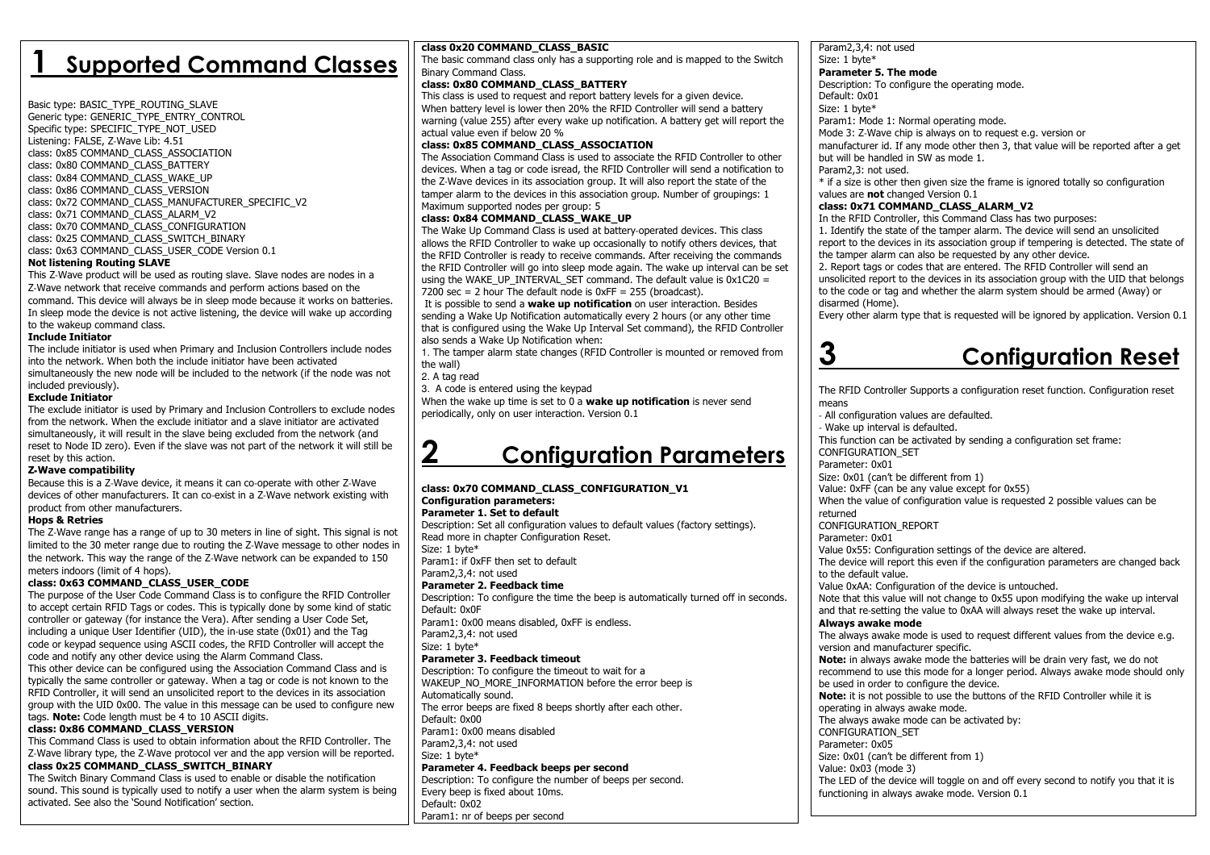# 1 Supported Command Classes

Basic type: BASIC_TYPE_ROUTING_SLAVE
Generic type: GENERIC_TYPE_ENTRY_CONTROL
Specific type: SPECIFIC_TYPE_NOT_USED
Listening: FALSE, Z-Wave Lib: 4.51
class: 0x85 COMMAND_CLASS_ASSOCIATION
class: 0x80 COMMAND_CLASS_BATTERY
class: 0x84 COMMAND_CLASS_WAKE_UP
class: 0x86 COMMAND_CLASS_VERSION
class: 0x72 COMMAND_CLASS_MANUFACTURER_SPECIFIC_V2
class: 0x71 COMMAND_CLASS_ALARM_V2
class: 0x70 COMMAND_CLASS_CONFIGURATION
class: 0x25 COMMAND_CLASS_SWITCH_BINARY
class: 0x63 COMMAND_CLASS_USER_CODE Version 0.1

**Not listening Routing SLAVE**

This Z-Wave product will be used as routing slave. Slave nodes are nodes in a Z-Wave network that receive commands and perform actions based on the command. This device will always be in sleep mode because it works on batteries. In sleep mode the device is not active listening, the device will wake up according to the wakeup command class.

**Include Initiator**

The include initiator is used when Primary and Inclusion Controllers include nodes into the network. When both the include initiator have been activated simultaneously the new node will be included to the network (if the node was not included previously).

**Exclude Initiator**

The exclude initiator is used by Primary and Inclusion Controllers to exclude nodes from the network. When the exclude initiator and a slave initiator are activated simultaneously, it will result in the slave being excluded from the network (and reset to Node ID zero). Even if the slave was not part of the network it will still be reset by this action.

**Z-Wave compatibility**

Because this is a Z-Wave device, it means it can co-operate with other Z-Wave devices of other manufacturers. It can co-exist in a Z-Wave network existing with product from other manufacturers.

**Hops & Retries**

The Z-Wave range has a range of up to 30 meters in line of sight. This signal is not limited to the 30 meter range due to routing the Z-Wave message to other nodes in the network. This way the range of the Z-Wave network can be expanded to 150 meters indoors (limit of 4 hops).

**class: 0x63 COMMAND_CLASS_USER_CODE**

The purpose of the User Code Command Class is to configure the RFID Controller to accept certain RFID Tags or codes. This is typically done by some kind of static controller or gateway (for instance the Vera). After sending a User Code Set, including a unique User Identifier (UID), the in-use state (0x01) and the Tag code or keypad sequence using ASCII codes, the RFID Controller will accept the code and notify any other device using the Alarm Command Class.
This other device can be configured using the Association Command Class and is typically the same controller or gateway. When a tag or code is not known to the RFID Controller, it will send an unsolicited report to the devices in its association group with the UID 0x00. The value in this message can be used to configure new tags. **Note:** Code length must be 4 to 10 ASCII digits.

**class: 0x86 COMMAND_CLASS_VERSION**

This Command Class is used to obtain information about the RFID Controller. The Z-Wave library type, the Z-Wave protocol ver and the app version will be reported.

**class 0x25 COMMAND_CLASS_SWITCH_BINARY**

The Switch Binary Command Class is used to enable or disable the notification sound. This sound is typically used to notify a user when the alarm system is being activated. See also the 'Sound Notification' section.

**class 0x20 COMMAND_CLASS_BASIC**

The basic command class only has a supporting role and is mapped to the Switch Binary Command Class.

**class: 0x80 COMMAND_CLASS_BATTERY**

This class is used to request and report battery levels for a given device.
When battery level is lower then 20% the RFID Controller will send a battery warning (value 255) after every wake up notification. A battery get will report the actual value even if below 20 %

**class: 0x85 COMMAND_CLASS_ASSOCIATION**

The Association Command Class is used to associate the RFID Controller to other devices. When a tag or code isread, the RFID Controller will send a notification to the Z-Wave devices in its association group. It will also report the state of the tamper alarm to the devices in this association group. Number of groupings: 1
Maximum supported nodes per group: 5

**class: 0x84 COMMAND_CLASS_WAKE_UP**

The Wake Up Command Class is used at battery-operated devices. This class allows the RFID Controller to wake up occasionally to notify others devices, that the RFID Controller is ready to receive commands. After receiving the commands the RFID Controller will go into sleep mode again. The wake up interval can be set using the WAKE_UP_INTERVAL_SET command. The default value is 0x1C20 = 7200 sec = 2 hour The default node is 0xFF = 255 (broadcast).
It is possible to send a **wake up notification** on user interaction. Besides sending a Wake Up Notification automatically every 2 hours (or any other time that is configured using the Wake Up Interval Set command), the RFID Controller also sends a Wake Up Notification when:

1. The tamper alarm state changes (RFID Controller is mounted or removed from the wall)
2. A tag read
3. A code is entered using the keypad

When the wake up time is set to 0 a **wake up notification** is never send periodically, only on user interaction. Version 0.1

# 2 Configuration Parameters

**class: 0x70 COMMAND_CLASS_CONFIGURATION_V1**
**Configuration parameters:**

**Parameter 1. Set to default**

Description: Set all configuration values to default values (factory settings).
Read more in chapter Configuration Reset.
Size: 1 byte*
Param1: if 0xFF then set to default
Param2,3,4: not used

**Parameter 2. Feedback time**

Description: To configure the time the beep is automatically turned off in seconds.
Default: 0x0F
Param1: 0x00 means disabled, 0xFF is endless.
Param2,3,4: not used
Size: 1 byte*

**Parameter 3. Feedback timeout**

Description: To configure the timeout to wait for a WAKEUP_NO_MORE_INFORMATION before the error beep is
Automatically sound.
The error beeps are fixed 8 beeps shortly after each other.
Default: 0x00
Param1: 0x00 means disabled
Param2,3,4: not used
Size: 1 byte*

**Parameter 4. Feedback beeps per second**

Description: To configure the number of beeps per second.
Every beep is fixed about 10ms.
Default: 0x02
Param1: nr of beeps per second
Param2,3,4: not used
Size: 1 byte*

**Parameter 5. The mode**

Description: To configure the operating mode.
Default: 0x01
Size: 1 byte*
Param1: Mode 1: Normal operating mode.
Mode 3: Z-Wave chip is always on to request e.g. version or manufacturer id. If any mode other then 3, that value will be reported after a get but will be handled in SW as mode 1.
Param2,3: not used.

* if a size is other then given size the frame is ignored totally so configuration values are **not** changed Version 0.1

**class: 0x71 COMMAND_CLASS_ALARM_V2**

In the RFID Controller, this Command Class has two purposes:

1. Identify the state of the tamper alarm. The device will send an unsolicited report to the devices in its association group if tempering is detected. The state of the tamper alarm can also be requested by any other device.
2. Report tags or codes that are entered. The RFID Controller will send an unsolicited report to the devices in its association group with the UID that belongs to the code or tag and whether the alarm system should be armed (Away) or disarmed (Home).

Every other alarm type that is requested will be ignored by application. Version 0.1

# 3 Configuration Reset

The RFID Controller Supports a configuration reset function. Configuration reset means

- All configuration values are defaulted.
- Wake up interval is defaulted.

This function can be activated by sending a configuration set frame:
CONFIGURATION_SET
Parameter: 0x01
Size: 0x01 (can't be different from 1)
Value: 0xFF (can be any value except for 0x55)
When the value of configuration value is requested 2 possible values can be returned
CONFIGURATION_REPORT
Parameter: 0x01
Value 0x55: Configuration settings of the device are altered.
The device will report this even if the configuration parameters are changed back to the default value.
Value 0xAA: Configuration of the device is untouched.
Note that this value will not change to 0x55 upon modifying the wake up interval and that re-setting the value to 0xAA will always reset the wake up interval.

**Always awake mode**

The always awake mode is used to request different values from the device e.g. version and manufacturer specific.
**Note:** in always awake mode the batteries will be drain very fast, we do not recommend to use this mode for a longer period. Always awake mode should only be used in order to configure the device.
**Note:** it is not possible to use the buttons of the RFID Controller while it is operating in always awake mode.
The always awake mode can be activated by:
CONFIGURATION_SET
Parameter: 0x05
Size: 0x01 (can't be different from 1)
Value: 0x03 (mode 3)
The LED of the device will toggle on and off every second to notify you that it is functioning in always awake mode. Version 0.1